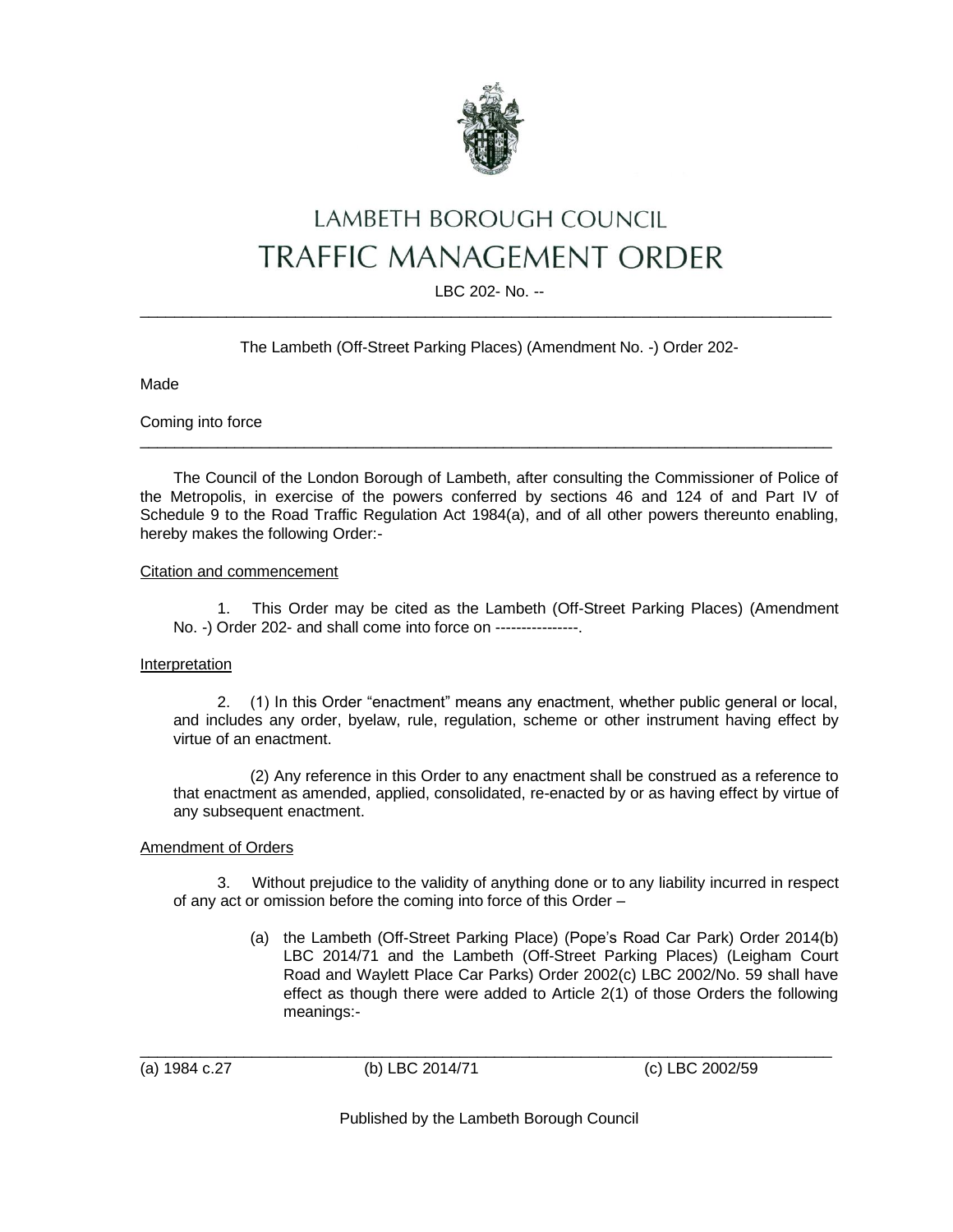# LAMBETH BOROUGH COUNCIL
# TRAFFIC MANAGEMENT ORDER

LBC 202- No. --

---

The Lambeth (Off-Street Parking Places) (Amendment No. -) Order 202-

Made

Coming into force

---

The Council of the London Borough of Lambeth, after consulting the Commissioner of Police of the Metropolis, in exercise of the powers conferred by sections 46 and 124 of and Part IV of Schedule 9 to the Road Traffic Regulation Act 1984(a), and of all other powers thereunto enabling, hereby makes the following Order:-

Citation and commencement

1. This Order may be cited as the Lambeth (Off-Street Parking Places) (Amendment No. -) Order 202- and shall come into force on ----------------.

Interpretation

2. (1) In this Order "enactment" means any enactment, whether public general or local, and includes any order, byelaw, rule, regulation, scheme or other instrument having effect by virtue of an enactment.

(2) Any reference in this Order to any enactment shall be construed as a reference to that enactment as amended, applied, consolidated, re-enacted by or as having effect by virtue of any subsequent enactment.

Amendment of Orders

3. Without prejudice to the validity of anything done or to any liability incurred in respect of any act or omission before the coming into force of this Order –

(a) the Lambeth (Off-Street Parking Place) (Pope's Road Car Park) Order 2014(b) LBC 2014/71 and the Lambeth (Off-Street Parking Places) (Leigham Court Road and Waylett Place Car Parks) Order 2002(c) LBC 2002/No. 59 shall have effect as though there were added to Article 2(1) of those Orders the following meanings:-

---

(a) 1984 c.27 (b) LBC 2014/71 (c) LBC 2002/59

Published by the Lambeth Borough Council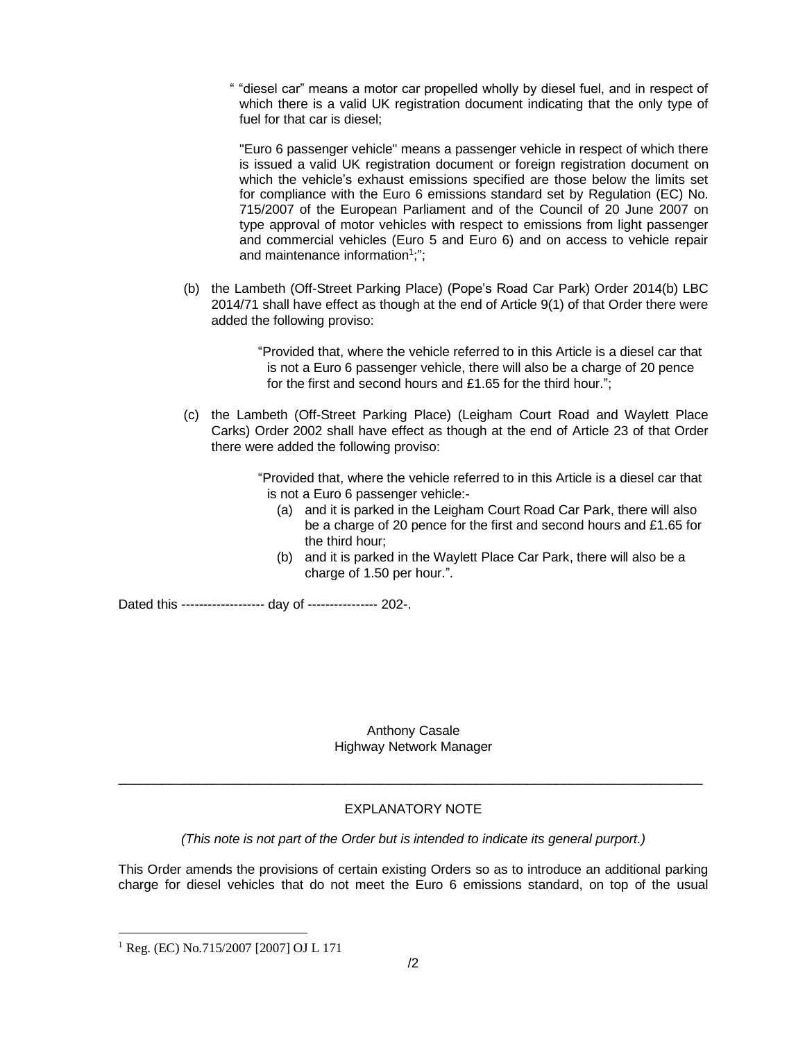" "diesel car" means a motor car propelled wholly by diesel fuel, and in respect of which there is a valid UK registration document indicating that the only type of fuel for that car is diesel;

"Euro 6 passenger vehicle" means a passenger vehicle in respect of which there is issued a valid UK registration document or foreign registration document on which the vehicle's exhaust emissions specified are those below the limits set for compliance with the Euro 6 emissions standard set by Regulation (EC) No. 715/2007 of the European Parliament and of the Council of 20 June 2007 on type approval of motor vehicles with respect to emissions from light passenger and commercial vehicles (Euro 5 and Euro 6) and on access to vehicle repair and maintenance information[1];";

(b) the Lambeth (Off-Street Parking Place) (Pope's Road Car Park) Order 2014(b) LBC 2014/71 shall have effect as though at the end of Article 9(1) of that Order there were added the following proviso:

> "Provided that, where the vehicle referred to in this Article is a diesel car that is not a Euro 6 passenger vehicle, there will also be a charge of 20 pence for the first and second hours and £1.65 for the third hour.";

(c) the Lambeth (Off-Street Parking Place) (Leigham Court Road and Waylett Place Carks) Order 2002 shall have effect as though at the end of Article 23 of that Order there were added the following proviso:

> "Provided that, where the vehicle referred to in this Article is a diesel car that is not a Euro 6 passenger vehicle:-
> (a) and it is parked in the Leigham Court Road Car Park, there will also be a charge of 20 pence for the first and second hours and £1.65 for the third hour;
> (b) and it is parked in the Waylett Place Car Park, there will also be a charge of 1.50 per hour.".

Dated this ------------------- day of ---------------- 202-.

Anthony Casale
Highway Network Manager

---

## EXPLANATORY NOTE

*(This note is not part of the Order but is intended to indicate its general purport.)*

This Order amends the provisions of certain existing Orders so as to introduce an additional parking charge for diesel vehicles that do not meet the Euro 6 emissions standard, on top of the usual

---

[1] Reg. (EC) No.715/2007 [2007] OJ L 171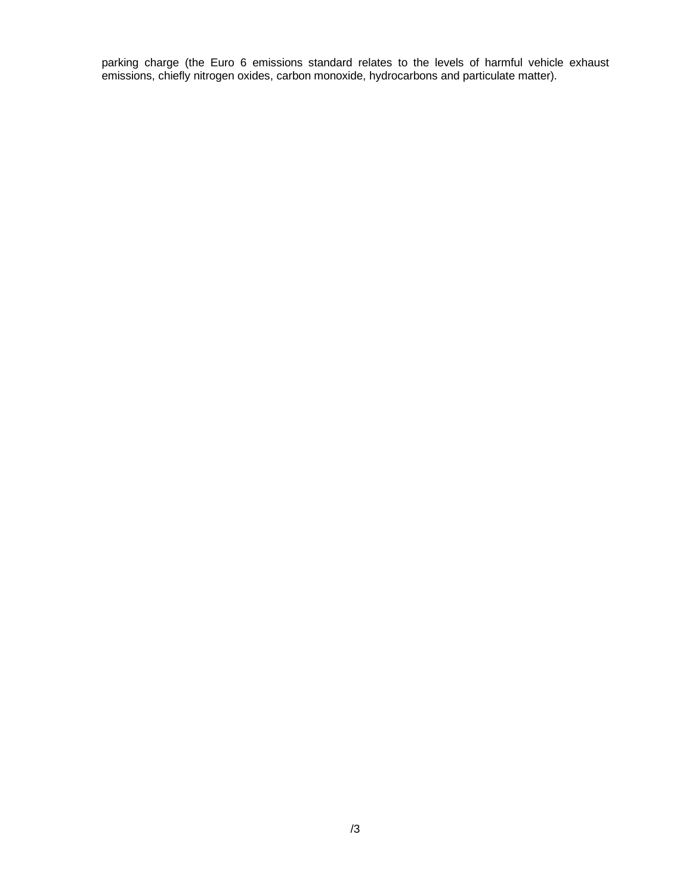parking charge (the Euro 6 emissions standard relates to the levels of harmful vehicle exhaust emissions, chiefly nitrogen oxides, carbon monoxide, hydrocarbons and particulate matter).